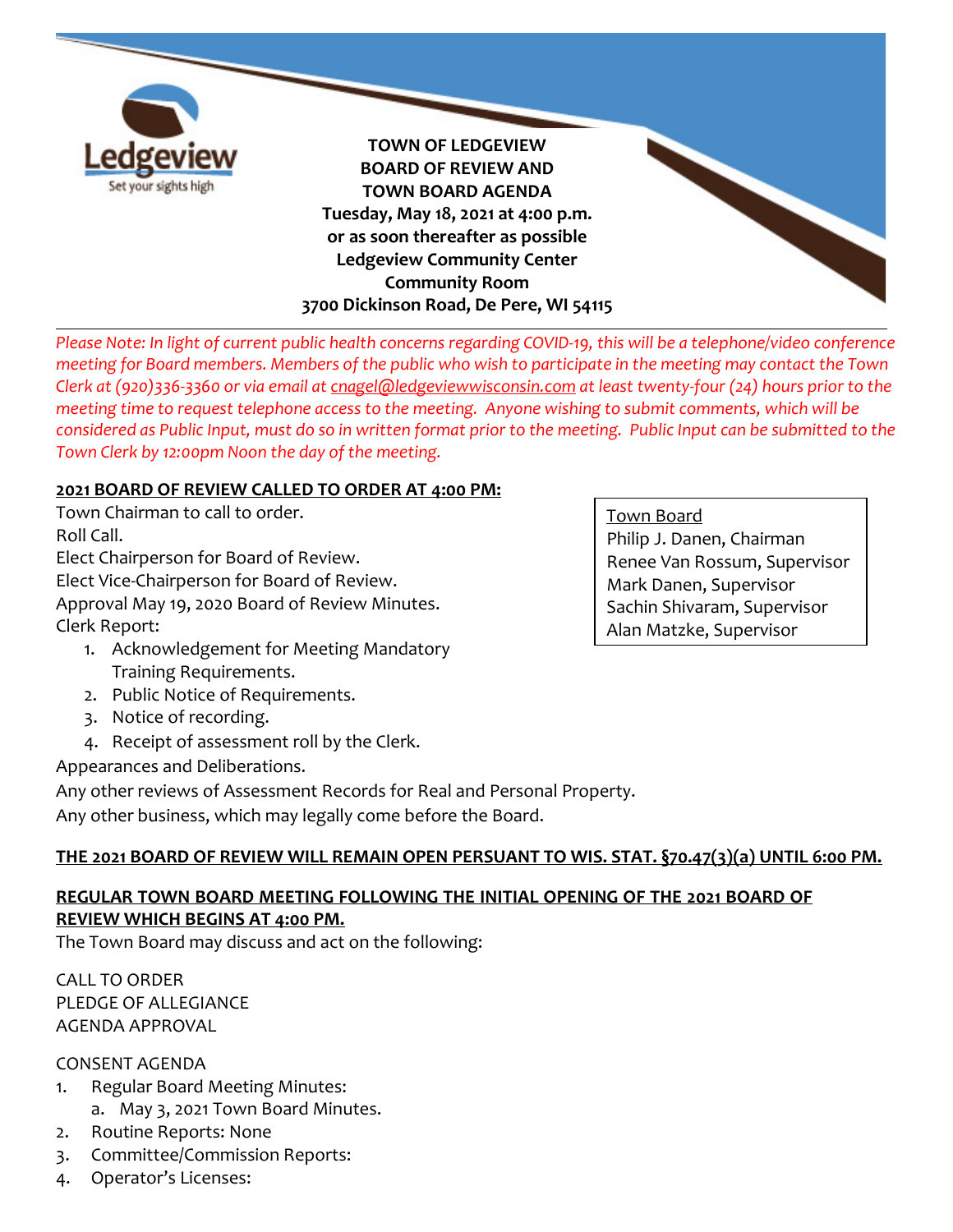# TOWN OF LEDGEVIEW
# BOARD OF REVIEW AND TOWN BOARD AGENDA

**Tuesday, May 18, 2021 at 4:00 p.m.**
**or as soon thereafter as possible**
**Ledgeview Community Center**
**Community Room**
**3700 Dickinson Road, De Pere, WI 54115**

---

*Please Note: In light of current public health concerns regarding COVID-19, this will be a telephone/video conference meeting for Board members. Members of the public who wish to participate in the meeting may contact the Town Clerk at (920)336-3360 or via email at cnagel@ledgeviewwisconsin.com at least twenty-four (24) hours prior to the meeting time to request telephone access to the meeting. Anyone wishing to submit comments, which will be considered as Public Input, must do so in written format prior to the meeting. Public Input can be submitted to the Town Clerk by 12:00pm Noon the day of the meeting.*

**Town Board**
Philip J. Danen, Chairman
Renee Van Rossum, Supervisor
Mark Danen, Supervisor
Sachin Shivaram, Supervisor
Alan Matzke, Supervisor

**2021 BOARD OF REVIEW CALLED TO ORDER AT 4:00 PM:**

Town Chairman to call to order.
Roll Call.
Elect Chairperson for Board of Review.
Elect Vice-Chairperson for Board of Review.
Approval May 19, 2020 Board of Review Minutes.
Clerk Report:

1. Acknowledgement for Meeting Mandatory Training Requirements.
2. Public Notice of Requirements.
3. Notice of recording.
4. Receipt of assessment roll by the Clerk.

Appearances and Deliberations.
Any other reviews of Assessment Records for Real and Personal Property.
Any other business, which may legally come before the Board.

**THE 2021 BOARD OF REVIEW WILL REMAIN OPEN PERSUANT TO WIS. STAT. §70.47(3)(a) UNTIL 6:00 PM.**

**REGULAR TOWN BOARD MEETING FOLLOWING THE INITIAL OPENING OF THE 2021 BOARD OF REVIEW WHICH BEGINS AT 4:00 PM.**

The Town Board may discuss and act on the following:

CALL TO ORDER
PLEDGE OF ALLEGIANCE
AGENDA APPROVAL

CONSENT AGENDA

1. Regular Board Meeting Minutes:
   a. May 3, 2021 Town Board Minutes.
2. Routine Reports: None
3. Committee/Commission Reports:
4. Operator's Licenses: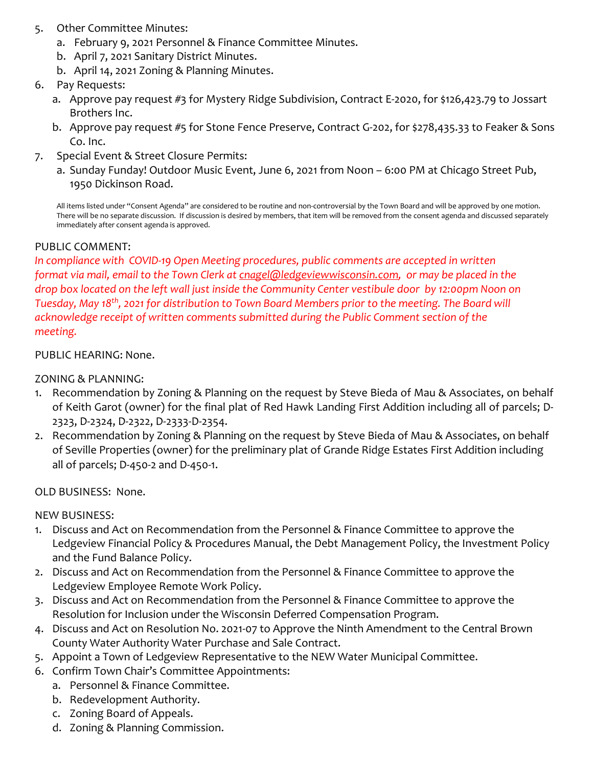5. Other Committee Minutes:
   a. February 9, 2021 Personnel & Finance Committee Minutes.
   b. April 7, 2021 Sanitary District Minutes.
   b. April 14, 2021 Zoning & Planning Minutes.
6. Pay Requests:
   a. Approve pay request #3 for Mystery Ridge Subdivision, Contract E-2020, for $126,423.79 to Jossart Brothers Inc.
   b. Approve pay request #5 for Stone Fence Preserve, Contract G-202, for $278,435.33 to Feaker & Sons Co. Inc.
7. Special Event & Street Closure Permits:
   a. Sunday Funday! Outdoor Music Event, June 6, 2021 from Noon – 6:00 PM at Chicago Street Pub, 1950 Dickinson Road.

All items listed under "Consent Agenda" are considered to be routine and non-controversial by the Town Board and will be approved by one motion. There will be no separate discussion. If discussion is desired by members, that item will be removed from the consent agenda and discussed separately immediately after consent agenda is approved.

PUBLIC COMMENT:

*In compliance with COVID-19 Open Meeting procedures, public comments are accepted in written format via mail, email to the Town Clerk at cnagel@ledgeviewwisconsin.com, or may be placed in the drop box located on the left wall just inside the Community Center vestibule door by 12:00pm Noon on Tuesday, May 18th, 2021 for distribution to Town Board Members prior to the meeting. The Board will acknowledge receipt of written comments submitted during the Public Comment section of the meeting.*

PUBLIC HEARING: None.

ZONING & PLANNING:

1. Recommendation by Zoning & Planning on the request by Steve Bieda of Mau & Associates, on behalf of Keith Garot (owner) for the final plat of Red Hawk Landing First Addition including all of parcels; D-2323, D-2324, D-2322, D-2333-D-2354.
2. Recommendation by Zoning & Planning on the request by Steve Bieda of Mau & Associates, on behalf of Seville Properties (owner) for the preliminary plat of Grande Ridge Estates First Addition including all of parcels; D-450-2 and D-450-1.

OLD BUSINESS: None.

NEW BUSINESS:

1. Discuss and Act on Recommendation from the Personnel & Finance Committee to approve the Ledgeview Financial Policy & Procedures Manual, the Debt Management Policy, the Investment Policy and the Fund Balance Policy.
2. Discuss and Act on Recommendation from the Personnel & Finance Committee to approve the Ledgeview Employee Remote Work Policy.
3. Discuss and Act on Recommendation from the Personnel & Finance Committee to approve the Resolution for Inclusion under the Wisconsin Deferred Compensation Program.
4. Discuss and Act on Resolution No. 2021-07 to Approve the Ninth Amendment to the Central Brown County Water Authority Water Purchase and Sale Contract.
5. Appoint a Town of Ledgeview Representative to the NEW Water Municipal Committee.
6. Confirm Town Chair's Committee Appointments:
   a. Personnel & Finance Committee.
   b. Redevelopment Authority.
   c. Zoning Board of Appeals.
   d. Zoning & Planning Commission.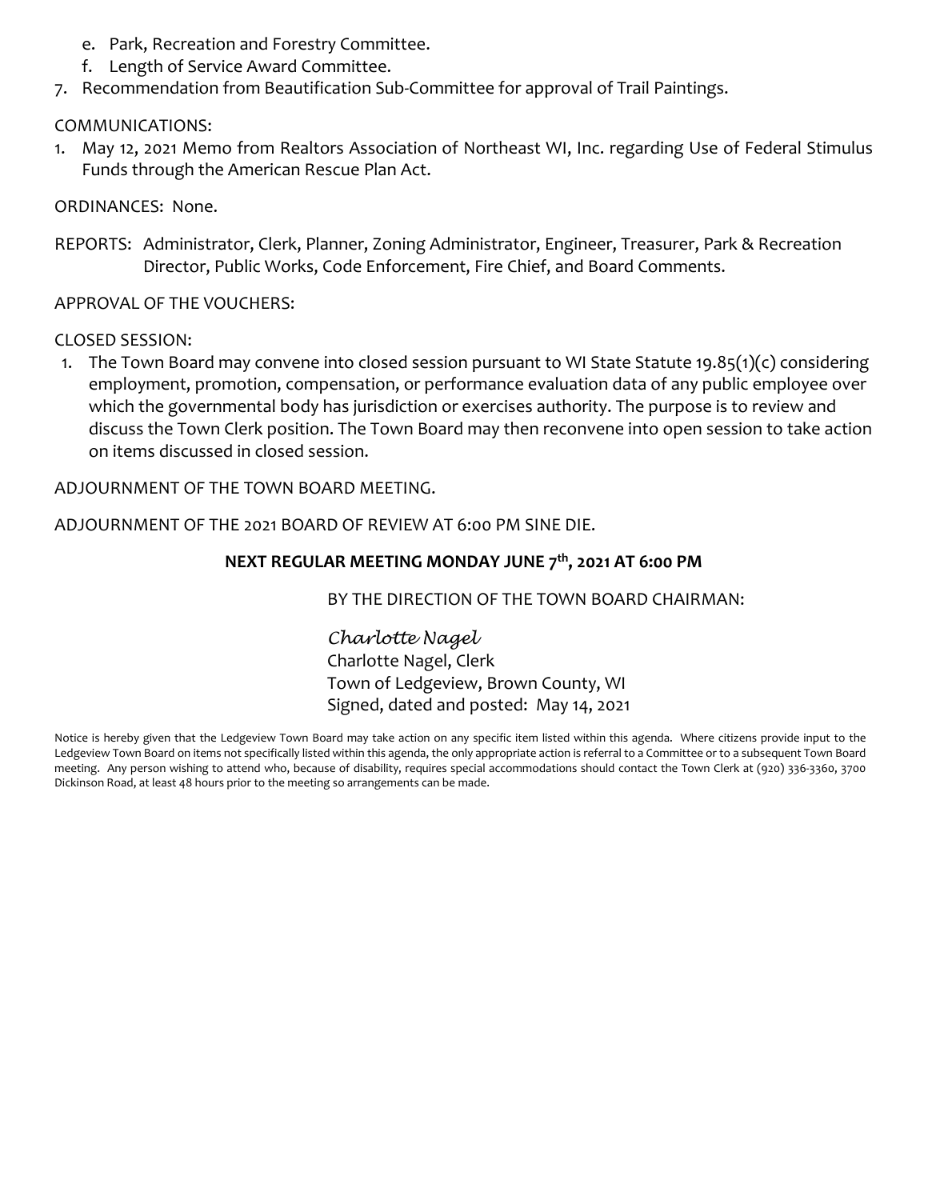e. Park, Recreation and Forestry Committee.
f. Length of Service Award Committee.

7. Recommendation from Beautification Sub-Committee for approval of Trail Paintings.

COMMUNICATIONS:

1. May 12, 2021 Memo from Realtors Association of Northeast WI, Inc. regarding Use of Federal Stimulus Funds through the American Rescue Plan Act.

ORDINANCES: None.

REPORTS: Administrator, Clerk, Planner, Zoning Administrator, Engineer, Treasurer, Park & Recreation Director, Public Works, Code Enforcement, Fire Chief, and Board Comments.

APPROVAL OF THE VOUCHERS:

CLOSED SESSION:

1. The Town Board may convene into closed session pursuant to WI State Statute 19.85(1)(c) considering employment, promotion, compensation, or performance evaluation data of any public employee over which the governmental body has jurisdiction or exercises authority. The purpose is to review and discuss the Town Clerk position. The Town Board may then reconvene into open session to take action on items discussed in closed session.

ADJOURNMENT OF THE TOWN BOARD MEETING.

ADJOURNMENT OF THE 2021 BOARD OF REVIEW AT 6:00 PM SINE DIE.

**NEXT REGULAR MEETING MONDAY JUNE 7th, 2021 AT 6:00 PM**

BY THE DIRECTION OF THE TOWN BOARD CHAIRMAN:

*Charlotte Nagel*
Charlotte Nagel, Clerk
Town of Ledgeview, Brown County, WI
Signed, dated and posted: May 14, 2021

Notice is hereby given that the Ledgeview Town Board may take action on any specific item listed within this agenda. Where citizens provide input to the Ledgeview Town Board on items not specifically listed within this agenda, the only appropriate action is referral to a Committee or to a subsequent Town Board meeting. Any person wishing to attend who, because of disability, requires special accommodations should contact the Town Clerk at (920) 336-3360, 3700 Dickinson Road, at least 48 hours prior to the meeting so arrangements can be made.